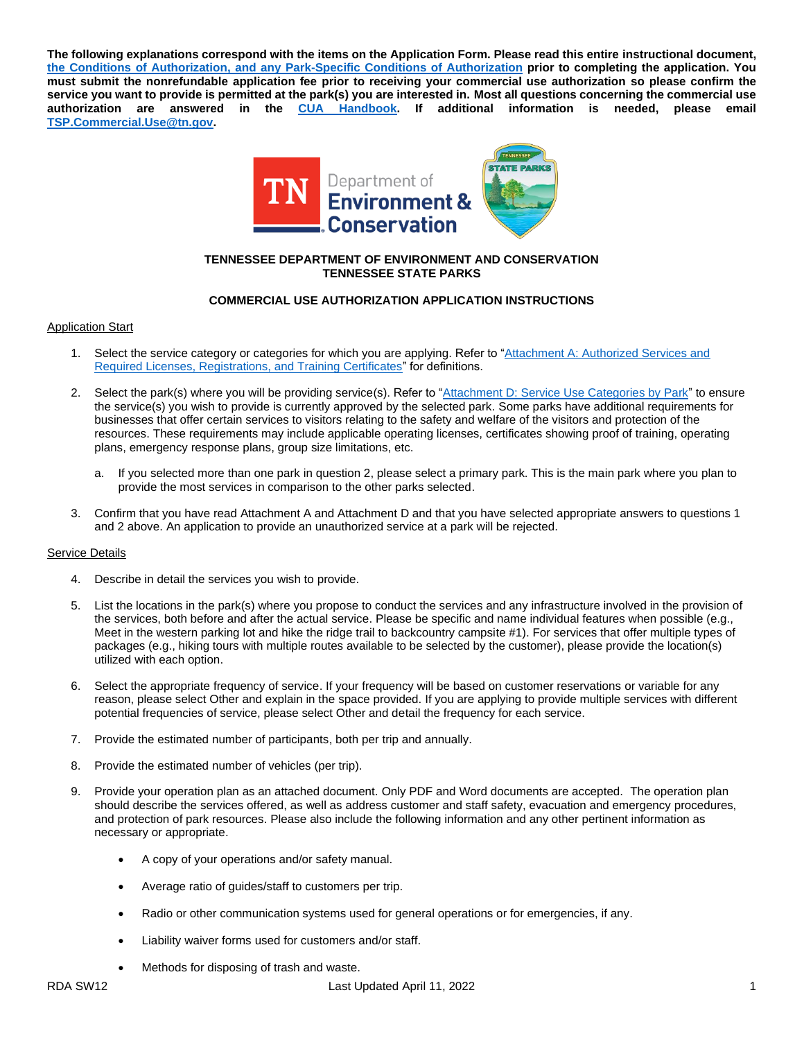**The following explanations correspond with the items on the Application Form. Please read this entire instructional document, the Conditions of Authorization, and any Park-Specific Conditions of Authorization prior to completing the application. You must submit the nonrefundable application fee prior to receiving your commercial use authorization so please confirm the service you want to provide is permitted at the park(s) you are interested in. Most all questions concerning the commercial use authorization are answered in the CUA Handbook. If additional information is needed, please email TSP.Commercial.Use@tn.gov.**

**TENNESSEE DEPARTMENT OF ENVIRONMENT AND CONSERVATION**
**TENNESSEE STATE PARKS**

**COMMERCIAL USE AUTHORIZATION APPLICATION INSTRUCTIONS**

Application Start

1. Select the service category or categories for which you are applying. Refer to "Attachment A: Authorized Services and Required Licenses, Registrations, and Training Certificates" for definitions.
2. Select the park(s) where you will be providing service(s). Refer to "Attachment D: Service Use Categories by Park" to ensure the service(s) you wish to provide is currently approved by the selected park. Some parks have additional requirements for businesses that offer certain services to visitors relating to the safety and welfare of the visitors and protection of the resources. These requirements may include applicable operating licenses, certificates showing proof of training, operating plans, emergency response plans, group size limitations, etc.
   a. If you selected more than one park in question 2, please select a primary park. This is the main park where you plan to provide the most services in comparison to the other parks selected.
3. Confirm that you have read Attachment A and Attachment D and that you have selected appropriate answers to questions 1 and 2 above. An application to provide an unauthorized service at a park will be rejected.

Service Details

4. Describe in detail the services you wish to provide.
5. List the locations in the park(s) where you propose to conduct the services and any infrastructure involved in the provision of the services, both before and after the actual service. Please be specific and name individual features when possible (e.g., Meet in the western parking lot and hike the ridge trail to backcountry campsite #1). For services that offer multiple types of packages (e.g., hiking tours with multiple routes available to be selected by the customer), please provide the location(s) utilized with each option.
6. Select the appropriate frequency of service. If your frequency will be based on customer reservations or variable for any reason, please select Other and explain in the space provided. If you are applying to provide multiple services with different potential frequencies of service, please select Other and detail the frequency for each service.
7. Provide the estimated number of participants, both per trip and annually.
8. Provide the estimated number of vehicles (per trip).
9. Provide your operation plan as an attached document. Only PDF and Word documents are accepted. The operation plan should describe the services offered, as well as address customer and staff safety, evacuation and emergency procedures, and protection of park resources. Please also include the following information and any other pertinent information as necessary or appropriate.
   - A copy of your operations and/or safety manual.
   - Average ratio of guides/staff to customers per trip.
   - Radio or other communication systems used for general operations or for emergencies, if any.
   - Liability waiver forms used for customers and/or staff.
   - Methods for disposing of trash and waste.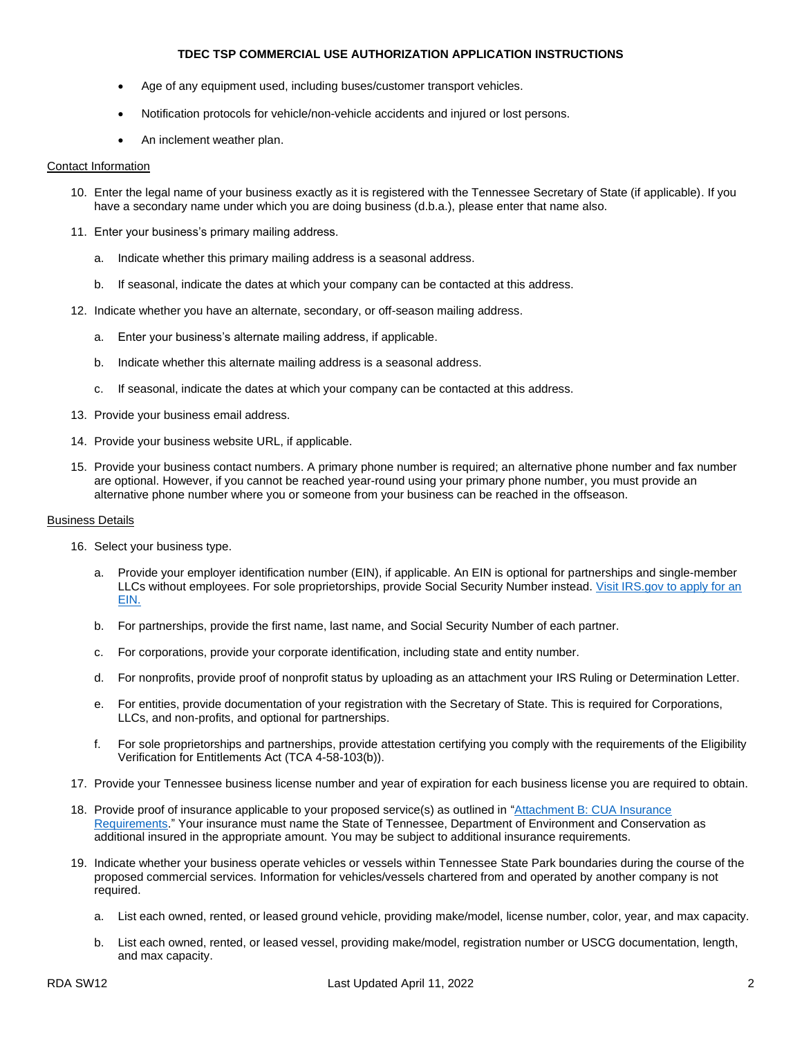- Age of any equipment used, including buses/customer transport vehicles.
- Notification protocols for vehicle/non-vehicle accidents and injured or lost persons.
- An inclement weather plan.

## Contact Information

10. Enter the legal name of your business exactly as it is registered with the Tennessee Secretary of State (if applicable). If you have a secondary name under which you are doing business (d.b.a.), please enter that name also.
11. Enter your business's primary mailing address.
    a. Indicate whether this primary mailing address is a seasonal address.
    b. If seasonal, indicate the dates at which your company can be contacted at this address.
12. Indicate whether you have an alternate, secondary, or off-season mailing address.
    a. Enter your business's alternate mailing address, if applicable.
    b. Indicate whether this alternate mailing address is a seasonal address.
    c. If seasonal, indicate the dates at which your company can be contacted at this address.
13. Provide your business email address.
14. Provide your business website URL, if applicable.
15. Provide your business contact numbers. A primary phone number is required; an alternative phone number and fax number are optional. However, if you cannot be reached year-round using your primary phone number, you must provide an alternative phone number where you or someone from your business can be reached in the offseason.

## Business Details

16. Select your business type.
    a. Provide your employer identification number (EIN), if applicable. An EIN is optional for partnerships and single-member LLCs without employees. For sole proprietorships, provide Social Security Number instead. [Visit IRS.gov to apply for an EIN.]
    b. For partnerships, provide the first name, last name, and Social Security Number of each partner.
    c. For corporations, provide your corporate identification, including state and entity number.
    d. For nonprofits, provide proof of nonprofit status by uploading as an attachment your IRS Ruling or Determination Letter.
    e. For entities, provide documentation of your registration with the Secretary of State. This is required for Corporations, LLCs, and non-profits, and optional for partnerships.
    f. For sole proprietorships and partnerships, provide attestation certifying you comply with the requirements of the Eligibility Verification for Entitlements Act (TCA 4-58-103(b)).
17. Provide your Tennessee business license number and year of expiration for each business license you are required to obtain.
18. Provide proof of insurance applicable to your proposed service(s) as outlined in "Attachment B: CUA Insurance Requirements." Your insurance must name the State of Tennessee, Department of Environment and Conservation as additional insured in the appropriate amount. You may be subject to additional insurance requirements.
19. Indicate whether your business operate vehicles or vessels within Tennessee State Park boundaries during the course of the proposed commercial services. Information for vehicles/vessels chartered from and operated by another company is not required.
    a. List each owned, rented, or leased ground vehicle, providing make/model, license number, color, year, and max capacity.
    b. List each owned, rented, or leased vessel, providing make/model, registration number or USCG documentation, length, and max capacity.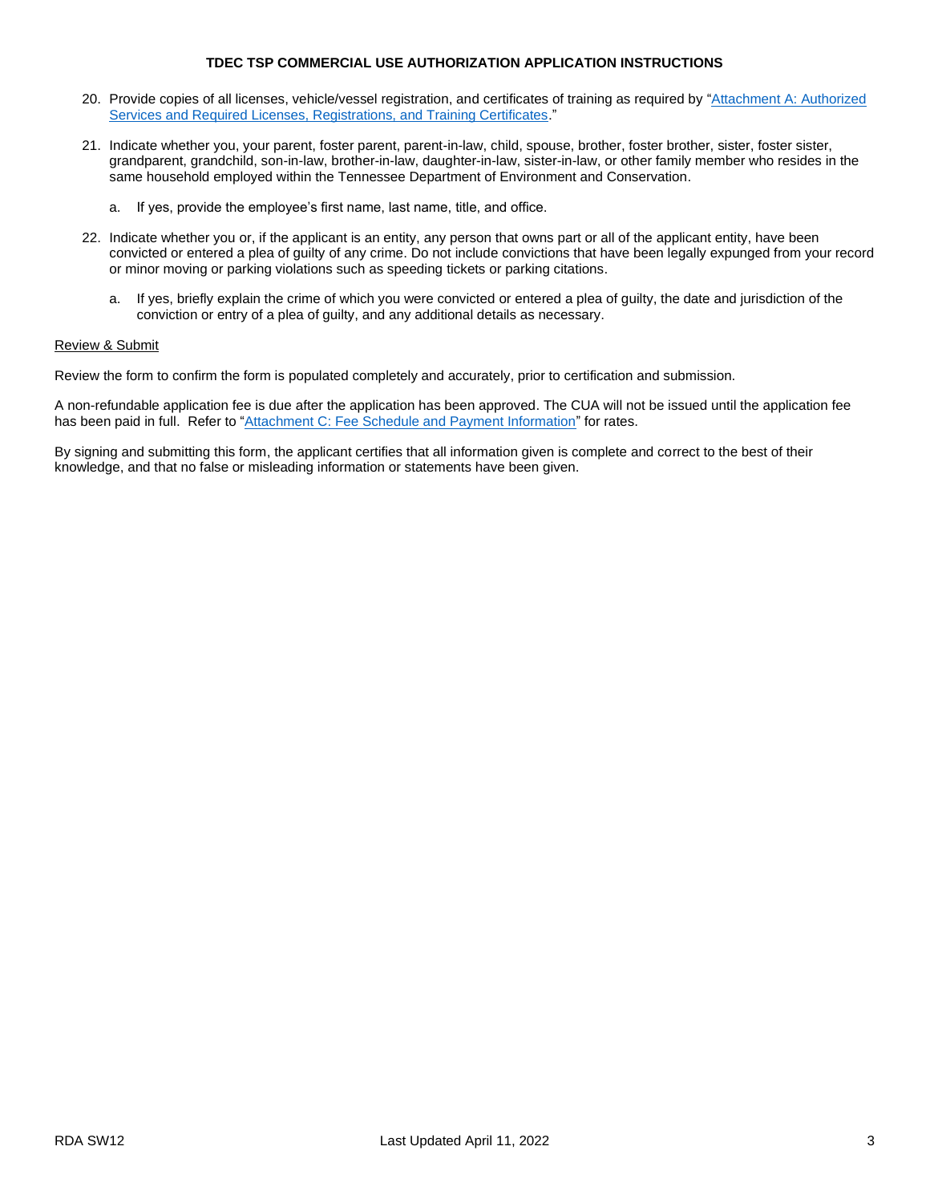20. Provide copies of all licenses, vehicle/vessel registration, and certificates of training as required by "[Attachment A: Authorized Services and Required Licenses, Registrations, and Training Certificates]."

21. Indicate whether you, your parent, foster parent, parent-in-law, child, spouse, brother, foster brother, sister, foster sister, grandparent, grandchild, son-in-law, brother-in-law, daughter-in-law, sister-in-law, or other family member who resides in the same household employed within the Tennessee Department of Environment and Conservation.

    a. If yes, provide the employee's first name, last name, title, and office.

22. Indicate whether you or, if the applicant is an entity, any person that owns part or all of the applicant entity, have been convicted or entered a plea of guilty of any crime. Do not include convictions that have been legally expunged from your record or minor moving or parking violations such as speeding tickets or parking citations.

    a. If yes, briefly explain the crime of which you were convicted or entered a plea of guilty, the date and jurisdiction of the conviction or entry of a plea of guilty, and any additional details as necessary.

<u>Review & Submit</u>

Review the form to confirm the form is populated completely and accurately, prior to certification and submission.

A non-refundable application fee is due after the application has been approved. The CUA will not be issued until the application fee has been paid in full. Refer to "[Attachment C: Fee Schedule and Payment Information]" for rates.

By signing and submitting this form, the applicant certifies that all information given is complete and correct to the best of their knowledge, and that no false or misleading information or statements have been given.